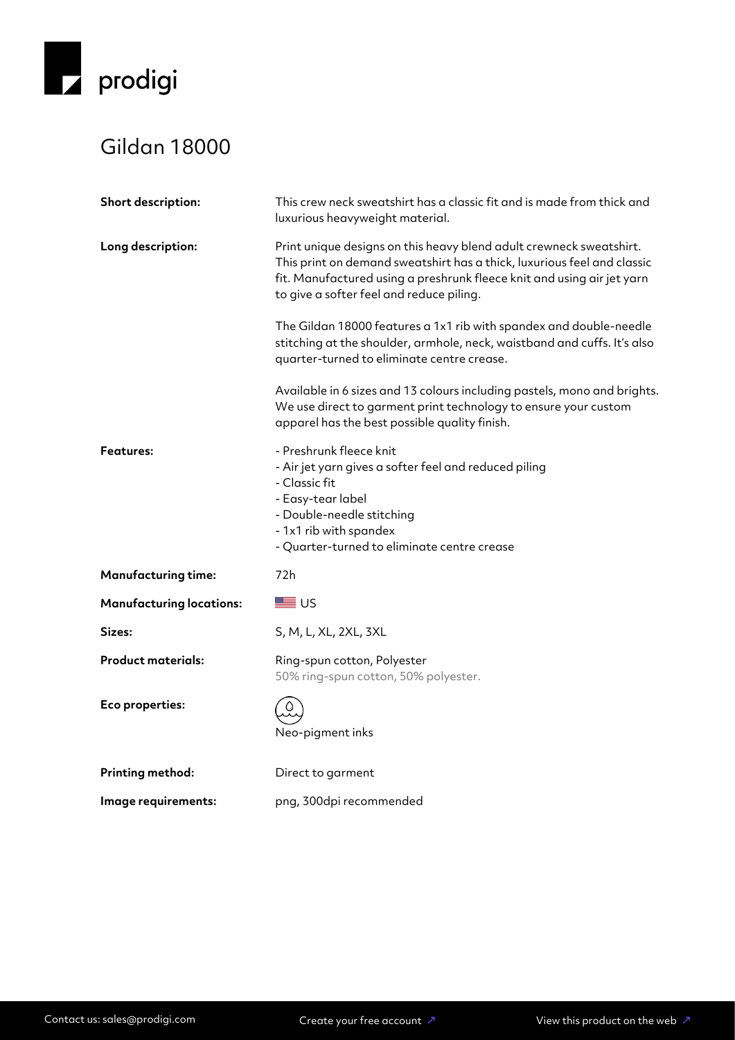prodigi

# Gildan 18000

| | |
|---|---|
| **Short description:** | This crew neck sweatshirt has a classic fit and is made from thick and luxurious heavyweight material. |
| **Long description:** | Print unique designs on this heavy blend adult crewneck sweatshirt. This print on demand sweatshirt has a thick, luxurious feel and classic fit. Manufactured using a preshrunk fleece knit and using air jet yarn to give a softer feel and reduce piling.<br><br>The Gildan 18000 features a 1x1 rib with spandex and double-needle stitching at the shoulder, armhole, neck, waistband and cuffs. It's also quarter-turned to eliminate centre crease.<br><br>Available in 6 sizes and 13 colours including pastels, mono and brights. We use direct to garment print technology to ensure your custom apparel has the best possible quality finish. |
| **Features:** | - Preshrunk fleece knit<br>- Air jet yarn gives a softer feel and reduced piling<br>- Classic fit<br>- Easy-tear label<br>- Double-needle stitching<br>- 1x1 rib with spandex<br>- Quarter-turned to eliminate centre crease |
| **Manufacturing time:** | 72h |
| **Manufacturing locations:** | US |
| **Sizes:** | S, M, L, XL, 2XL, 3XL |
| **Product materials:** | Ring-spun cotton, Polyester<br>50% ring-spun cotton, 50% polyester. |
| **Eco properties:** | Neo-pigment inks |
| **Printing method:** | Direct to garment |
| **Image requirements:** | png, 300dpi recommended |

Contact us: sales@prodigi.com

Create your free account ↗

View this product on the web ↗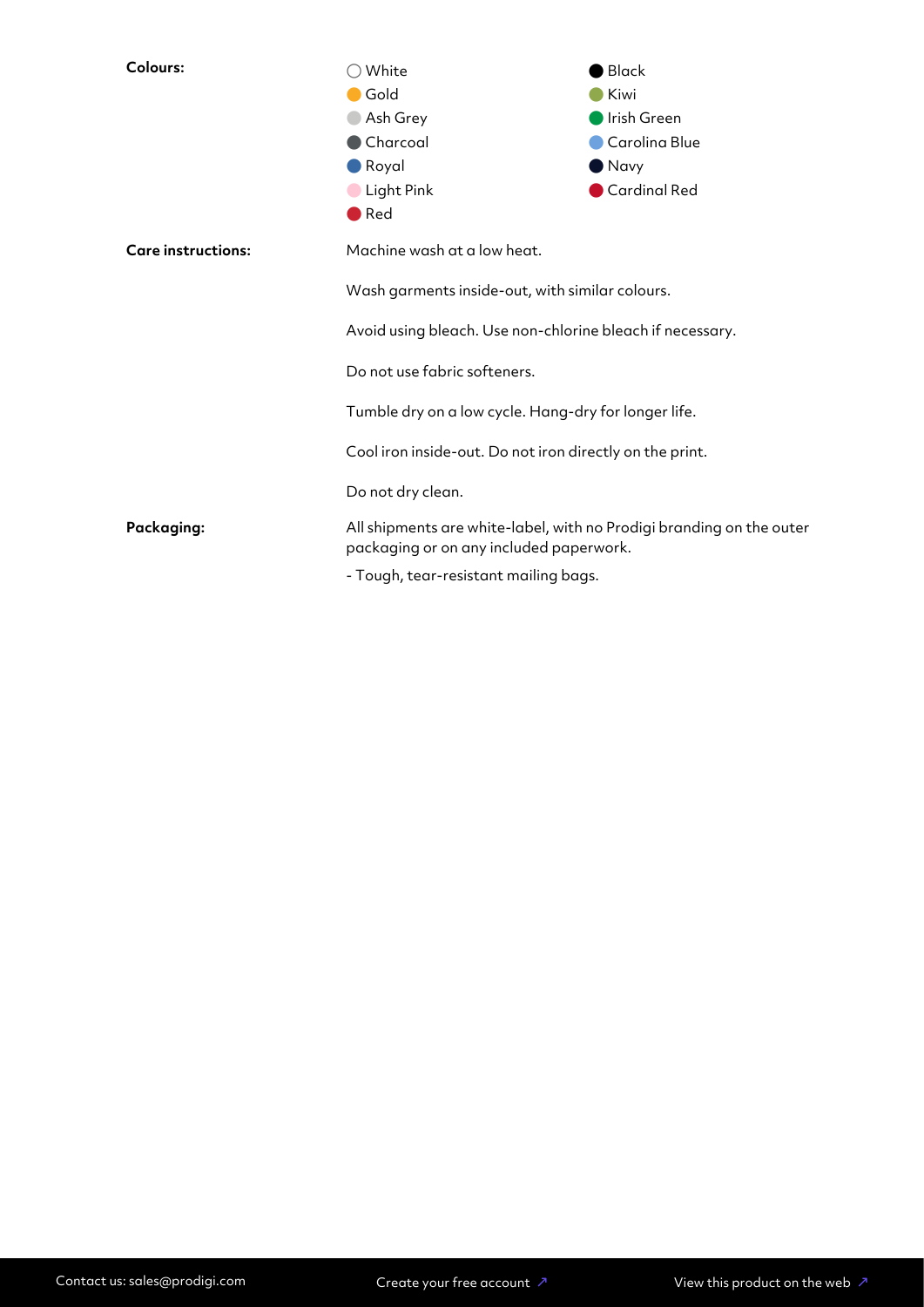**Colours:**

- White
- Gold
- Ash Grey
- Charcoal
- Royal
- Light Pink
- Red
- Black
- Kiwi
- Irish Green
- Carolina Blue
- Navy
- Cardinal Red

**Care instructions:**

Machine wash at a low heat.

Wash garments inside-out, with similar colours.

Avoid using bleach. Use non-chlorine bleach if necessary.

Do not use fabric softeners.

Tumble dry on a low cycle. Hang-dry for longer life.

Cool iron inside-out. Do not iron directly on the print.

Do not dry clean.

**Packaging:**

All shipments are white-label, with no Prodigi branding on the outer packaging or on any included paperwork.

- Tough, tear-resistant mailing bags.

Contact us: sales@prodigi.com

Create your free account ↗

View this product on the web ↗